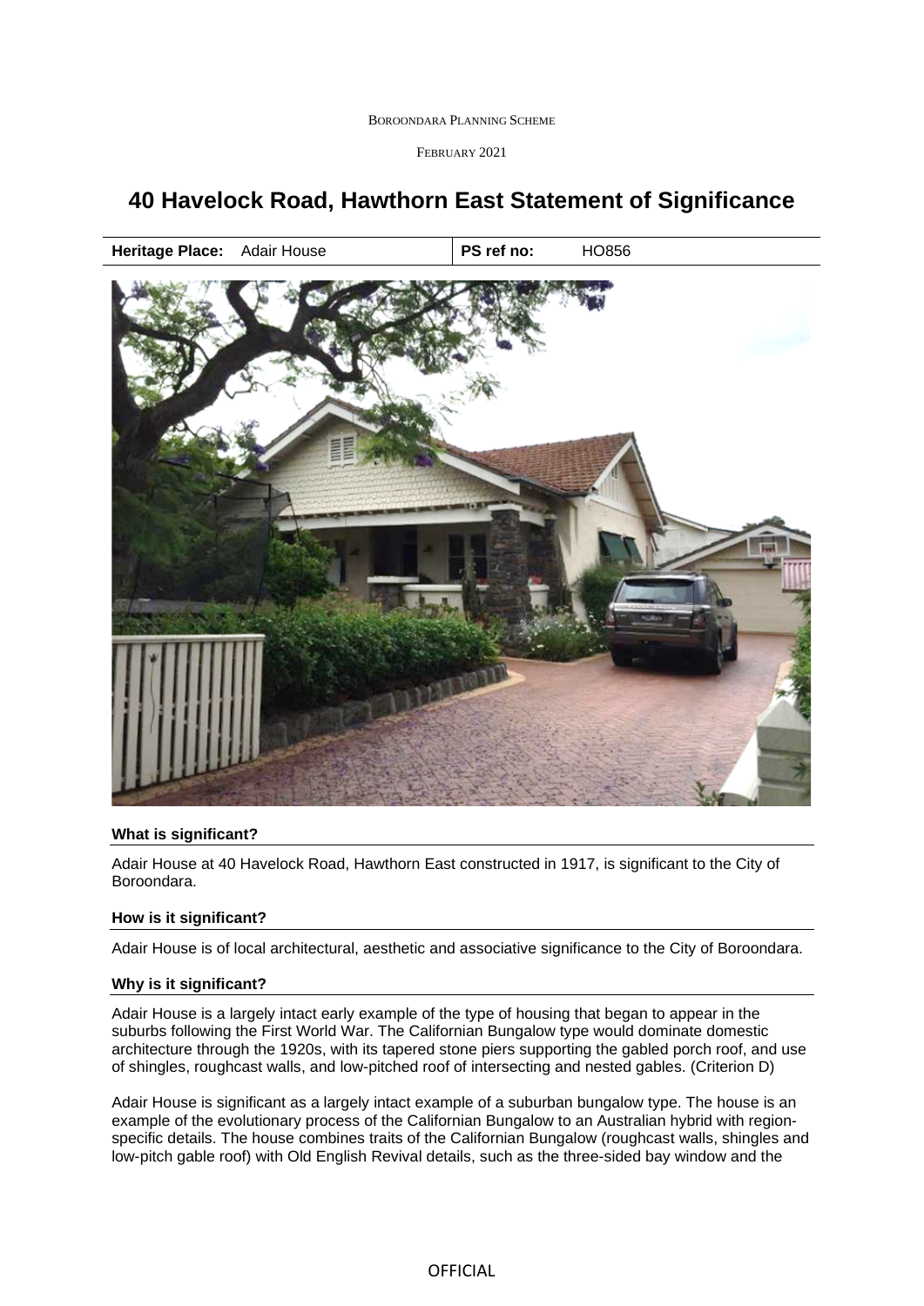# 40 Havelock Road, Hawthorn East Statement of Significance

| Heritage Place: Adair House | PS ref no: HO856 |
|---|---|

**What is significant?**

Adair House at 40 Havelock Road, Hawthorn East constructed in 1917, is significant to the City of Boroondara.

**How is it significant?**

Adair House is of local architectural, aesthetic and associative significance to the City of Boroondara.

**Why is it significant?**

Adair House is a largely intact early example of the type of housing that began to appear in the suburbs following the First World War. The Californian Bungalow type would dominate domestic architecture through the 1920s, with its tapered stone piers supporting the gabled porch roof, and use of shingles, roughcast walls, and low-pitched roof of intersecting and nested gables. (Criterion D)

Adair House is significant as a largely intact example of a suburban bungalow type. The house is an example of the evolutionary process of the Californian Bungalow to an Australian hybrid with region-specific details. The house combines traits of the Californian Bungalow (roughcast walls, shingles and low-pitch gable roof) with Old English Revival details, such as the three-sided bay window and the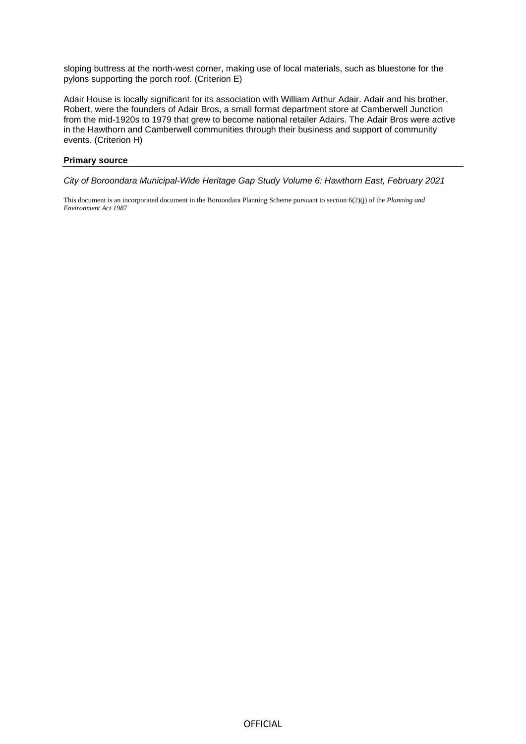sloping buttress at the north-west corner, making use of local materials, such as bluestone for the pylons supporting the porch roof. (Criterion E)

Adair House is locally significant for its association with William Arthur Adair. Adair and his brother, Robert, were the founders of Adair Bros, a small format department store at Camberwell Junction from the mid-1920s to 1979 that grew to become national retailer Adairs. The Adair Bros were active in the Hawthorn and Camberwell communities through their business and support of community events. (Criterion H)

**Primary source**

*City of Boroondara Municipal-Wide Heritage Gap Study Volume 6: Hawthorn East, February 2021*

This document is an incorporated document in the Boroondara Planning Scheme pursuant to section 6(2)(j) of the *Planning and Environment Act 1987*